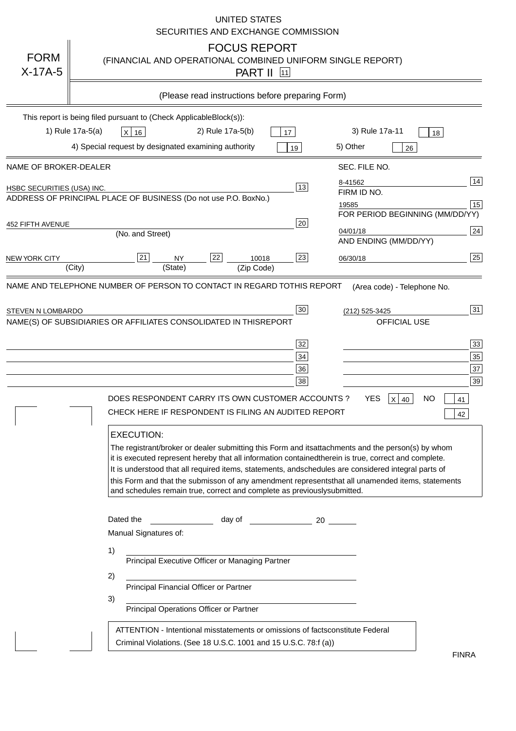UNITED STATES
SECURITIES AND EXCHANGE COMMISSION

FORM X-17A-5

# FOCUS REPORT

(FINANCIAL AND OPERATIONAL COMBINED UNIFORM SINGLE REPORT)

PART II [11]

(Please read instructions before preparing Form)

This report is being filed pursuant to (Check Applicable Block(s)):

1) Rule 17a-5(a) [X] 16 2) Rule 17a-5(b) [ ] 17 3) Rule 17a-11 [ ] 18

4) Special request by designated examining authority [ ] 19 5) Other [ ] 26

| | |
|---|---|
| NAME OF BROKER-DEALER | SEC. FILE NO. |
| HSBC SECURITIES (USA) INC. [13] | 8-41562 [14] |
| ADDRESS OF PRINCIPAL PLACE OF BUSINESS (Do not use P.O. Box No.) | FIRM ID NO. |
| | 19585 [15] |
| | FOR PERIOD BEGINNING (MM/DD/YY) |
| 452 FIFTH AVENUE [20] (No. and Street) | 04/01/18 [24] |
| | AND ENDING (MM/DD/YY) |
| NEW YORK CITY [21] (City) NY [22] (State) 10018 [23] (Zip Code) | 06/30/18 [25] |

NAME AND TELEPHONE NUMBER OF PERSON TO CONTACT IN REGARD TO THIS REPORT (Area code) - Telephone No.

STEVEN N LOMBARDO [30] (212) 525-3425 [31]

NAME(S) OF SUBSIDIARIES OR AFFILIATES CONSOLIDATED IN THIS REPORT — OFFICIAL USE

[32] [33]
[34] [35]
[36] [37]
[38] [39]

DOES RESPONDENT CARRY ITS OWN CUSTOMER ACCOUNTS ? YES [X] 40 NO [ ] 41

CHECK HERE IF RESPONDENT IS FILING AN AUDITED REPORT [ ] 42

EXECUTION:

The registrant/broker or dealer submitting this Form and its attachments and the person(s) by whom it is executed represent hereby that all information contained therein is true, correct and complete. It is understood that all required items, statements, and schedules are considered integral parts of this Form and that the submisson of any amendment represents that all unamended items, statements and schedules remain true, correct and complete as previously submitted.

Dated the ______________ day of ______________ 20 ______

Manual Signatures of:

1) ______________________________
Principal Executive Officer or Managing Partner

2) ______________________________
Principal Financial Officer or Partner

3) ______________________________
Principal Operations Officer or Partner

ATTENTION - Intentional misstatements or omissions of facts constitute Federal Criminal Violations. (See 18 U.S.C. 1001 and 15 U.S.C. 78:f (a))

FINRA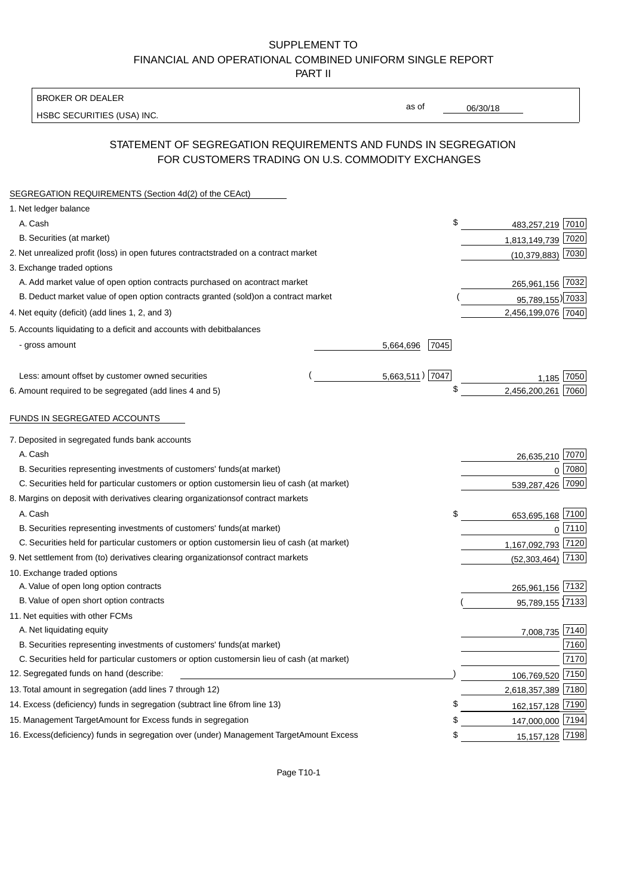SUPPLEMENT TO
FINANCIAL AND OPERATIONAL COMBINED UNIFORM SINGLE REPORT
PART II

BROKER OR DEALER
HSBC SECURITIES (USA) INC.

as of 06/30/18

## STATEMENT OF SEGREGATION REQUIREMENTS AND FUNDS IN SEGREGATION FOR CUSTOMERS TRADING ON U.S. COMMODITY EXCHANGES

SEGREGATION REQUIREMENTS (Section 4d(2) of the CEAct)

| | | | | |
|---|---|---|---|---|
| 1. Net ledger balance | | | | |
| A. Cash | | | $ 483,257,219 | 7010 |
| B. Securities (at market) | | | 1,813,149,739 | 7020 |
| 2. Net unrealized profit (loss) in open futures contracts traded on a contract market | | | (10,379,883) | 7030 |
| 3. Exchange traded options | | | | |
| A. Add market value of open option contracts purchased on a contract market | | | 265,961,156 | 7032 |
| B. Deduct market value of open option contracts granted (sold) on a contract market | | | (95,789,155) | 7033 |
| 4. Net equity (deficit) (add lines 1, 2, and 3) | | | 2,456,199,076 | 7040 |
| 5. Accounts liquidating to a deficit and accounts with debit balances | | | | |
| - gross amount | 5,664,696 | 7045 | | |
| Less: amount offset by customer owned securities | (5,663,511) | 7047 | 1,185 | 7050 |
| 6. Amount required to be segregated (add lines 4 and 5) | | | $ 2,456,200,261 | 7060 |

FUNDS IN SEGREGATED ACCOUNTS

| | | |
|---|---|---|
| 7. Deposited in segregated funds bank accounts | | |
| A. Cash | 26,635,210 | 7070 |
| B. Securities representing investments of customers' funds (at market) | 0 | 7080 |
| C. Securities held for particular customers or option customers in lieu of cash (at market) | 539,287,426 | 7090 |
| 8. Margins on deposit with derivatives clearing organizations of contract markets | | |
| A. Cash | $ 653,695,168 | 7100 |
| B. Securities representing investments of customers' funds (at market) | 0 | 7110 |
| C. Securities held for particular customers or option customers in lieu of cash (at market) | 1,167,092,793 | 7120 |
| 9. Net settlement from (to) derivatives clearing organizations of contract markets | (52,303,464) | 7130 |
| 10. Exchange traded options | | |
| A. Value of open long option contracts | 265,961,156 | 7132 |
| B. Value of open short option contracts | (95,789,155) | 7133 |
| 11. Net equities with other FCMs | | |
| A. Net liquidating equity | 7,008,735 | 7140 |
| B. Securities representing investments of customers' funds (at market) | | 7160 |
| C. Securities held for particular customers or option customers in lieu of cash (at market) | | 7170 |
| 12. Segregated funds on hand (describe: ) | 106,769,520 | 7150 |
| 13. Total amount in segregation (add lines 7 through 12) | 2,618,357,389 | 7180 |
| 14. Excess (deficiency) funds in segregation (subtract line 6 from line 13) | $ 162,157,128 | 7190 |
| 15. Management Target Amount for Excess funds in segregation | $ 147,000,000 | 7194 |
| 16. Excess (deficiency) funds in segregation over (under) Management Target Amount Excess | $ 15,157,128 | 7198 |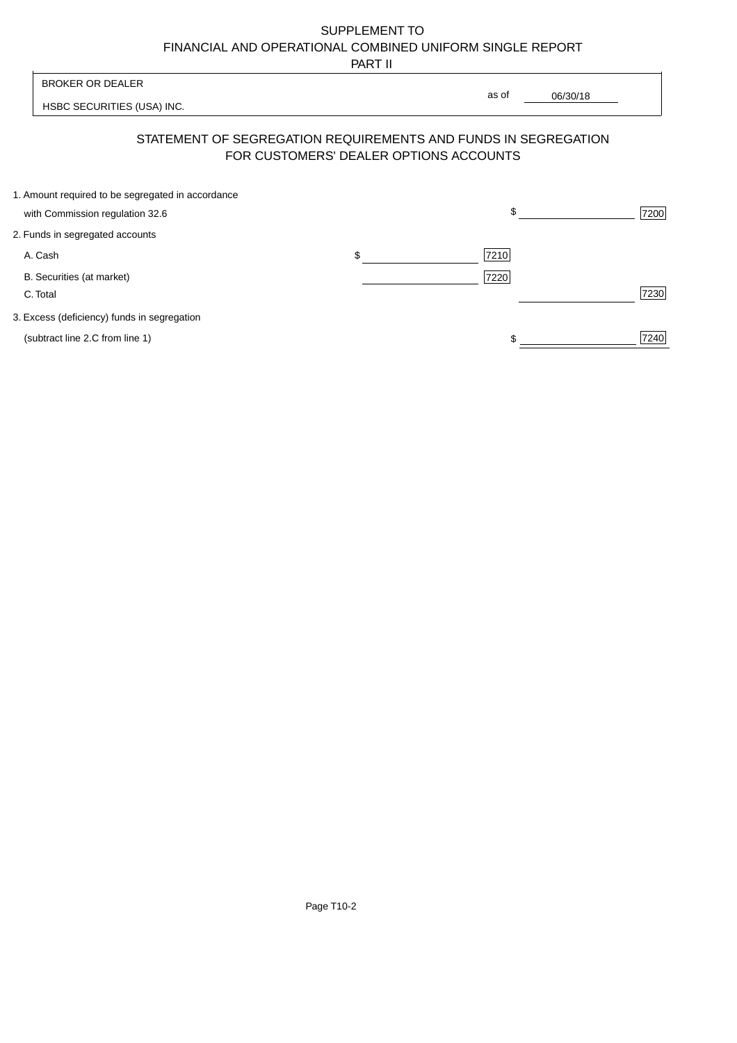SUPPLEMENT TO
FINANCIAL AND OPERATIONAL COMBINED UNIFORM SINGLE REPORT
PART II

BROKER OR DEALER

HSBC SECURITIES (USA) INC.

as of 06/30/18

## STATEMENT OF SEGREGATION REQUIREMENTS AND FUNDS IN SEGREGATION FOR CUSTOMERS' DEALER OPTIONS ACCOUNTS

| | | | | |
|---|---|---|---|---|
| 1. Amount required to be segregated in accordance with Commission regulation 32.6 | | | $ | 7200 |
| 2. Funds in segregated accounts | | | | |
| A. Cash | $ | 7210 | | |
| B. Securities (at market) | | 7220 | | |
| C. Total | | | | 7230 |
| 3. Excess (deficiency) funds in segregation (subtract line 2.C from line 1) | | | $ | 7240 |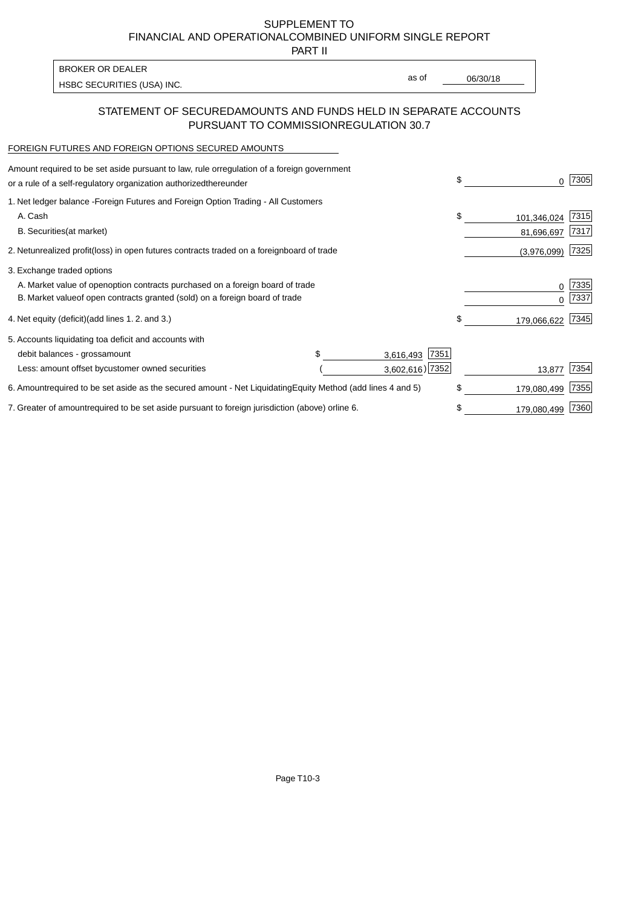SUPPLEMENT TO
FINANCIAL AND OPERATIONALCOMBINED UNIFORM SINGLE REPORT
PART II

| | | |
|---|---|---|
| BROKER OR DEALER<br>HSBC SECURITIES (USA) INC. | as of | 06/30/18 |

## STATEMENT OF SECUREDAMOUNTS AND FUNDS HELD IN SEPARATE ACCOUNTS PURSUANT TO COMMISSIONREGULATION 30.7

FOREIGN FUTURES AND FOREIGN OPTIONS SECURED AMOUNTS

| | | | | | |
|---|---|---|---|---|---|
| Amount required to be set aside pursuant to law, rule orregulation of a foreign government or a rule of a self-regulatory organization authorizedthereunder | | | $ | 0 | 7305 |
| 1. Net ledger balance -Foreign Futures and Foreign Option Trading - All Customers | | | | | |
| A. Cash | | | $ | 101,346,024 | 7315 |
| B. Securities(at market) | | | | 81,696,697 | 7317 |
| 2. Netunrealized profit(loss) in open futures contracts traded on a foreignboard of trade | | | | (3,976,099) | 7325 |
| 3. Exchange traded options | | | | | |
| A. Market value of openoption contracts purchased on a foreign board of trade | | | | 0 | 7335 |
| B. Market valueof open contracts granted (sold) on a foreign board of trade | | | | 0 | 7337 |
| 4. Net equity (deficit)(add lines 1. 2. and 3.) | | | $ | 179,066,622 | 7345 |
| 5. Accounts liquidating toa deficit and accounts with | | | | | |
| debit balances - grossamount | $ 3,616,493 | 7351 | | | |
| Less: amount offset bycustomer owned securities | ( 3,602,616) | 7352 | | 13,877 | 7354 |
| 6. Amountrequired to be set aside as the secured amount - Net LiquidatingEquity Method (add lines 4 and 5) | | | $ | 179,080,499 | 7355 |
| 7. Greater of amountrequired to be set aside pursuant to foreign jurisdiction (above) orline 6. | | | $ | 179,080,499 | 7360 |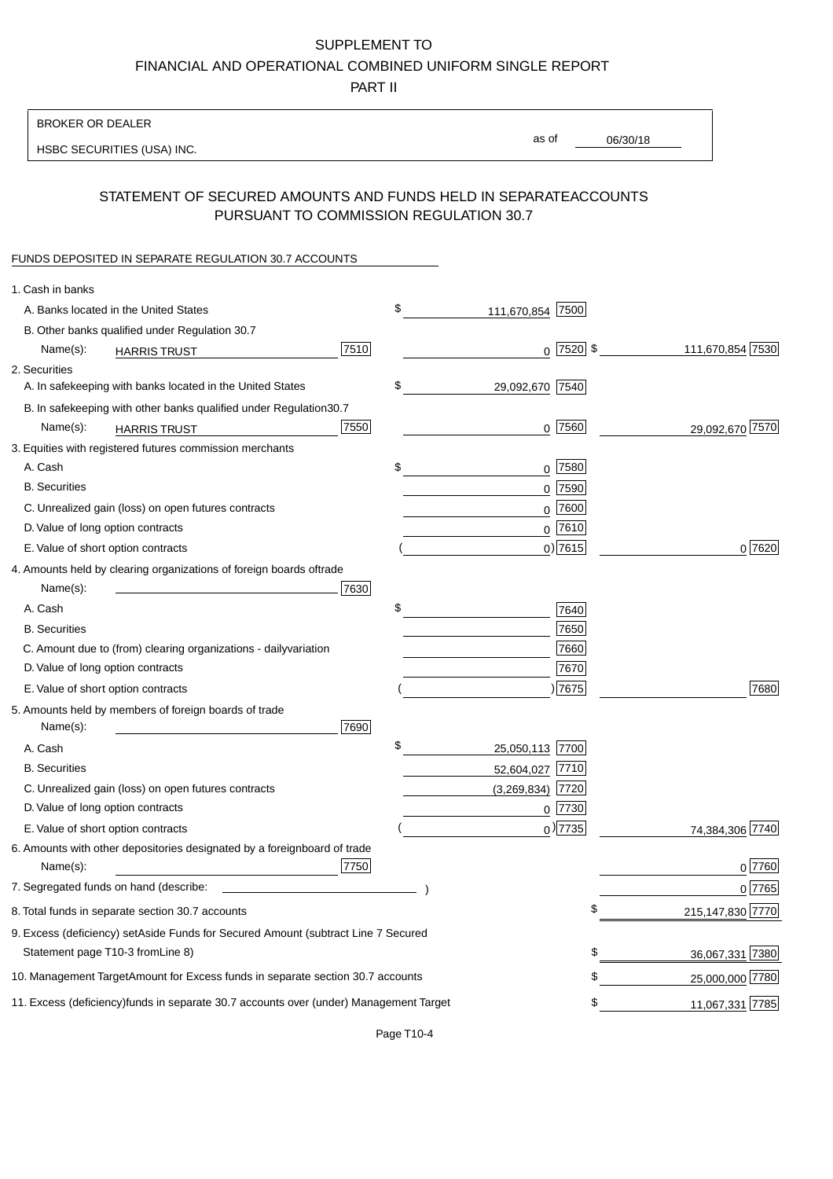SUPPLEMENT TO
FINANCIAL AND OPERATIONAL COMBINED UNIFORM SINGLE REPORT
PART II

BROKER OR DEALER
HSBC SECURITIES (USA) INC.

as of 06/30/18

## STATEMENT OF SECURED AMOUNTS AND FUNDS HELD IN SEPARATE ACCOUNTS PURSUANT TO COMMISSION REGULATION 30.7

FUNDS DEPOSITED IN SEPARATE REGULATION 30.7 ACCOUNTS

| | | | |
|---|---|---|---|
| 1. Cash in banks | | | |
| A. Banks located in the United States | | $ 111,670,854 [7500] | |
| B. Other banks qualified under Regulation 30.7 | | | |
| Name(s): HARRIS TRUST | [7510] | 0 [7520] | $ 111,670,854 [7530] |
| 2. Securities | | | |
| A. In safekeeping with banks located in the United States | | $ 29,092,670 [7540] | |
| B. In safekeeping with other banks qualified under Regulation 30.7 | | | |
| Name(s): HARRIS TRUST | [7550] | 0 [7560] | 29,092,670 [7570] |
| 3. Equities with registered futures commission merchants | | | |
| A. Cash | | $ 0 [7580] | |
| B. Securities | | 0 [7590] | |
| C. Unrealized gain (loss) on open futures contracts | | 0 [7600] | |
| D. Value of long option contracts | | 0 [7610] | |
| E. Value of short option contracts | | ( 0) [7615] | 0 [7620] |
| 4. Amounts held by clearing organizations of foreign boards of trade | | | |
| Name(s): | [7630] | | |
| A. Cash | | $ [7640] | |
| B. Securities | | [7650] | |
| C. Amount due to (from) clearing organizations - daily variation | | [7660] | |
| D. Value of long option contracts | | [7670] | |
| E. Value of short option contracts | | ( ) [7675] | [7680] |
| 5. Amounts held by members of foreign boards of trade | | | |
| Name(s): | [7690] | | |
| A. Cash | | $ 25,050,113 [7700] | |
| B. Securities | | 52,604,027 [7710] | |
| C. Unrealized gain (loss) on open futures contracts | | (3,269,834) [7720] | |
| D. Value of long option contracts | | 0 [7730] | |
| E. Value of short option contracts | | ( 0) [7735] | 74,384,306 [7740] |
| 6. Amounts with other depositories designated by a foreign board of trade | | | |
| Name(s): | [7750] | | 0 [7760] |
| 7. Segregated funds on hand (describe: ) | | | 0 [7765] |
| 8. Total funds in separate section 30.7 accounts | | | $ 215,147,830 [7770] |
| 9. Excess (deficiency) set Aside Funds for Secured Amount (subtract Line 7 Secured Statement page T10-3 from Line 8) | | | $ 36,067,331 [7380] |
| 10. Management Target Amount for Excess funds in separate section 30.7 accounts | | | $ 25,000,000 [7780] |
| 11. Excess (deficiency) funds in separate 30.7 accounts over (under) Management Target | | | $ 11,067,331 [7785] |

Page T10-4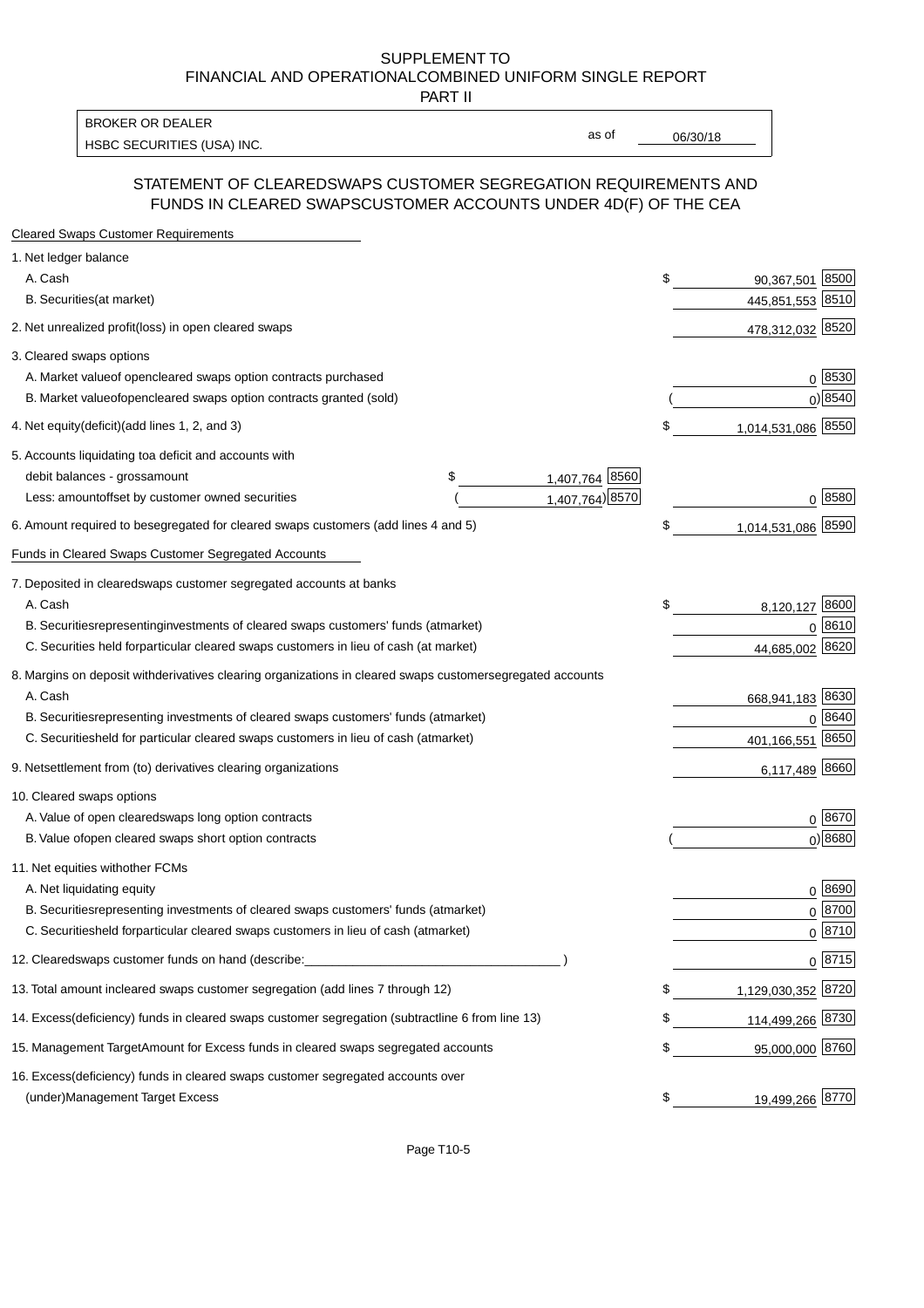SUPPLEMENT TO
FINANCIAL AND OPERATIONALCOMBINED UNIFORM SINGLE REPORT
PART II

BROKER OR DEALER
HSBC SECURITIES (USA) INC.

as of 06/30/18

## STATEMENT OF CLEAREDSWAPS CUSTOMER SEGREGATION REQUIREMENTS AND FUNDS IN CLEARED SWAPSCUSTOMER ACCOUNTS UNDER 4D(F) OF THE CEA

Cleared Swaps Customer Requirements

| | | | |
|---|---|---|---|
| 1. Net ledger balance | | | |
| A. Cash | | $ 90,367,501 | 8500 |
| B. Securities(at market) | | 445,851,553 | 8510 |
| 2. Net unrealized profit(loss) in open cleared swaps | | 478,312,032 | 8520 |
| 3. Cleared swaps options | | | |
| A. Market valueof opencleared swaps option contracts purchased | | 0 | 8530 |
| B. Market valueofopencleared swaps option contracts granted (sold) | | ( 0) | 8540 |
| 4. Net equity(deficit)(add lines 1, 2, and 3) | | $ 1,014,531,086 | 8550 |
| 5. Accounts liquidating toa deficit and accounts with debit balances - grossamount | $ 1,407,764 8560 | | |
| Less: amountoffset by customer owned securities | ( 1,407,764) 8570 | 0 | 8580 |
| 6. Amount required to besegregated for cleared swaps customers (add lines 4 and 5) | | $ 1,014,531,086 | 8590 |

Funds in Cleared Swaps Customer Segregated Accounts

| | | |
|---|---|---|
| 7. Deposited in clearedswaps customer segregated accounts at banks | | |
| A. Cash | $ 8,120,127 | 8600 |
| B. Securitiesrepresentinginvestments of cleared swaps customers' funds (atmarket) | 0 | 8610 |
| C. Securities held forparticular cleared swaps customers in lieu of cash (at market) | 44,685,002 | 8620 |
| 8. Margins on deposit withderivatives clearing organizations in cleared swaps customersegregated accounts | | |
| A. Cash | 668,941,183 | 8630 |
| B. Securitiesrepresenting investments of cleared swaps customers' funds (atmarket) | 0 | 8640 |
| C. Securitiesheld for particular cleared swaps customers in lieu of cash (atmarket) | 401,166,551 | 8650 |
| 9. Netsettlement from (to) derivatives clearing organizations | 6,117,489 | 8660 |
| 10. Cleared swaps options | | |
| A. Value of open clearedswaps long option contracts | 0 | 8670 |
| B. Value ofopen cleared swaps short option contracts | ( 0) | 8680 |
| 11. Net equities withother FCMs | | |
| A. Net liquidating equity | 0 | 8690 |
| B. Securitiesrepresenting investments of cleared swaps customers' funds (atmarket) | 0 | 8700 |
| C. Securitiesheld forparticular cleared swaps customers in lieu of cash (atmarket) | 0 | 8710 |
| 12. Clearedswaps customer funds on hand (describe:_______________ ) | 0 | 8715 |
| 13. Total amount incleared swaps customer segregation (add lines 7 through 12) | $ 1,129,030,352 | 8720 |
| 14. Excess(deficiency) funds in cleared swaps customer segregation (subtractline 6 from line 13) | $ 114,499,266 | 8730 |
| 15. Management TargetAmount for Excess funds in cleared swaps segregated accounts | $ 95,000,000 | 8760 |
| 16. Excess(deficiency) funds in cleared swaps customer segregated accounts over (under)Management Target Excess | $ 19,499,266 | 8770 |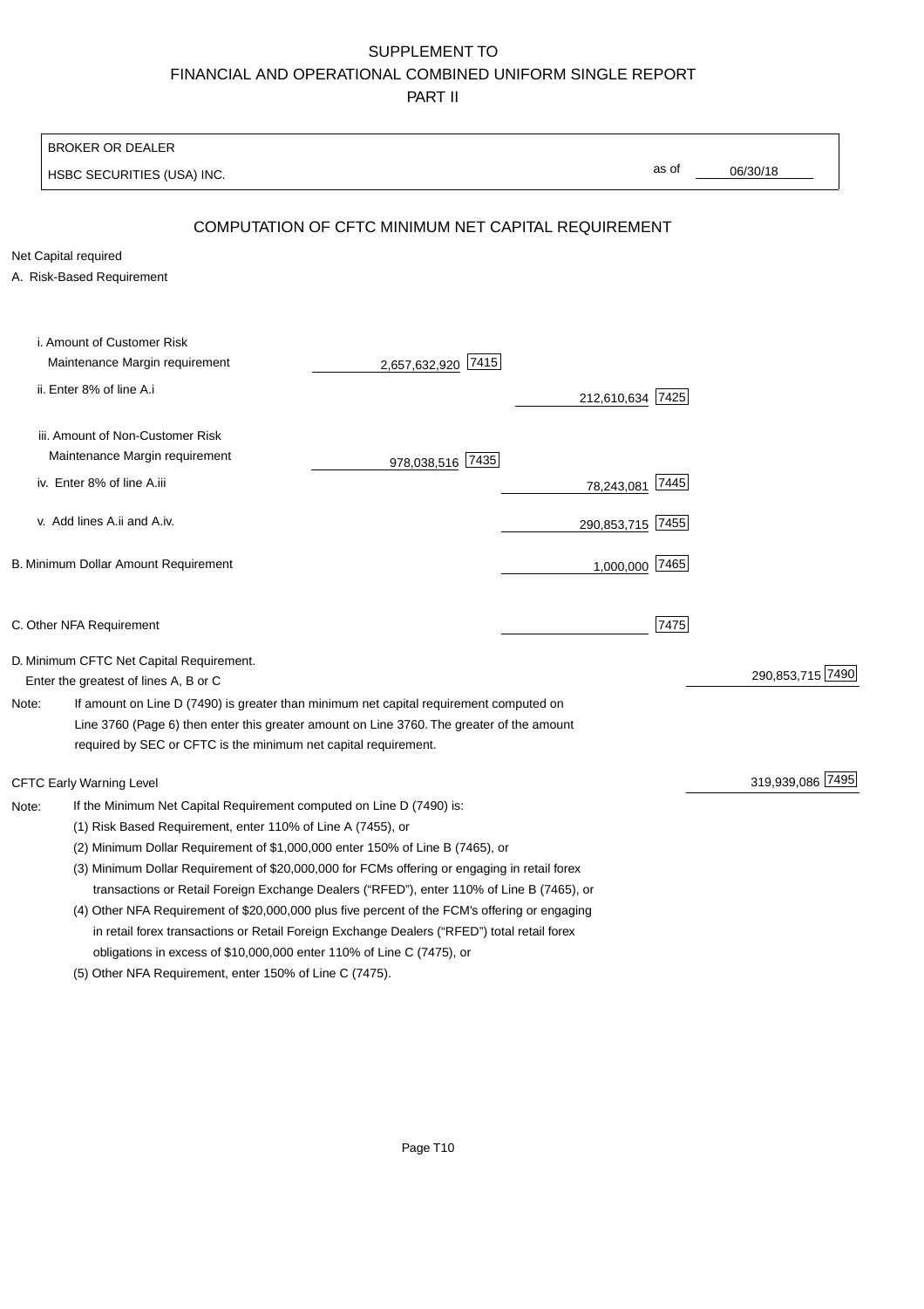# SUPPLEMENT TO
# FINANCIAL AND OPERATIONAL COMBINED UNIFORM SINGLE REPORT
## PART II

| | |
|---|---|
| BROKER OR DEALER | |
| HSBC SECURITIES (USA) INC. | as of 06/30/18 |

## COMPUTATION OF CFTC MINIMUM NET CAPITAL REQUIREMENT

Net Capital required

A. Risk-Based Requirement

| | | | |
|---|---|---|---|
| i. Amount of Customer Risk Maintenance Margin requirement | 2,657,632,920 [7415] | | |
| ii. Enter 8% of line A.i | | 212,610,634 [7425] | |
| iii. Amount of Non-Customer Risk Maintenance Margin requirement | 978,038,516 [7435] | | |
| iv. Enter 8% of line A.iii | | 78,243,081 [7445] | |
| v. Add lines A.ii and A.iv. | | 290,853,715 [7455] | |
| B. Minimum Dollar Amount Requirement | | 1,000,000 [7465] | |
| C. Other NFA Requirement | | [7475] | |
| D. Minimum CFTC Net Capital Requirement. Enter the greatest of lines A, B or C | | | 290,853,715 [7490] |

Note: If amount on Line D (7490) is greater than minimum net capital requirement computed on Line 3760 (Page 6) then enter this greater amount on Line 3760. The greater of the amount required by SEC or CFTC is the minimum net capital requirement.

CFTC Early Warning Level 319,939,086 [7495]

Note: If the Minimum Net Capital Requirement computed on Line D (7490) is:

(1) Risk Based Requirement, enter 110% of Line A (7455), or

(2) Minimum Dollar Requirement of $1,000,000 enter 150% of Line B (7465), or

(3) Minimum Dollar Requirement of $20,000,000 for FCMs offering or engaging in retail forex transactions or Retail Foreign Exchange Dealers ("RFED"), enter 110% of Line B (7465), or

(4) Other NFA Requirement of $20,000,000 plus five percent of the FCM's offering or engaging in retail forex transactions or Retail Foreign Exchange Dealers ("RFED") total retail forex obligations in excess of $10,000,000 enter 110% of Line C (7475), or

(5) Other NFA Requirement, enter 150% of Line C (7475).